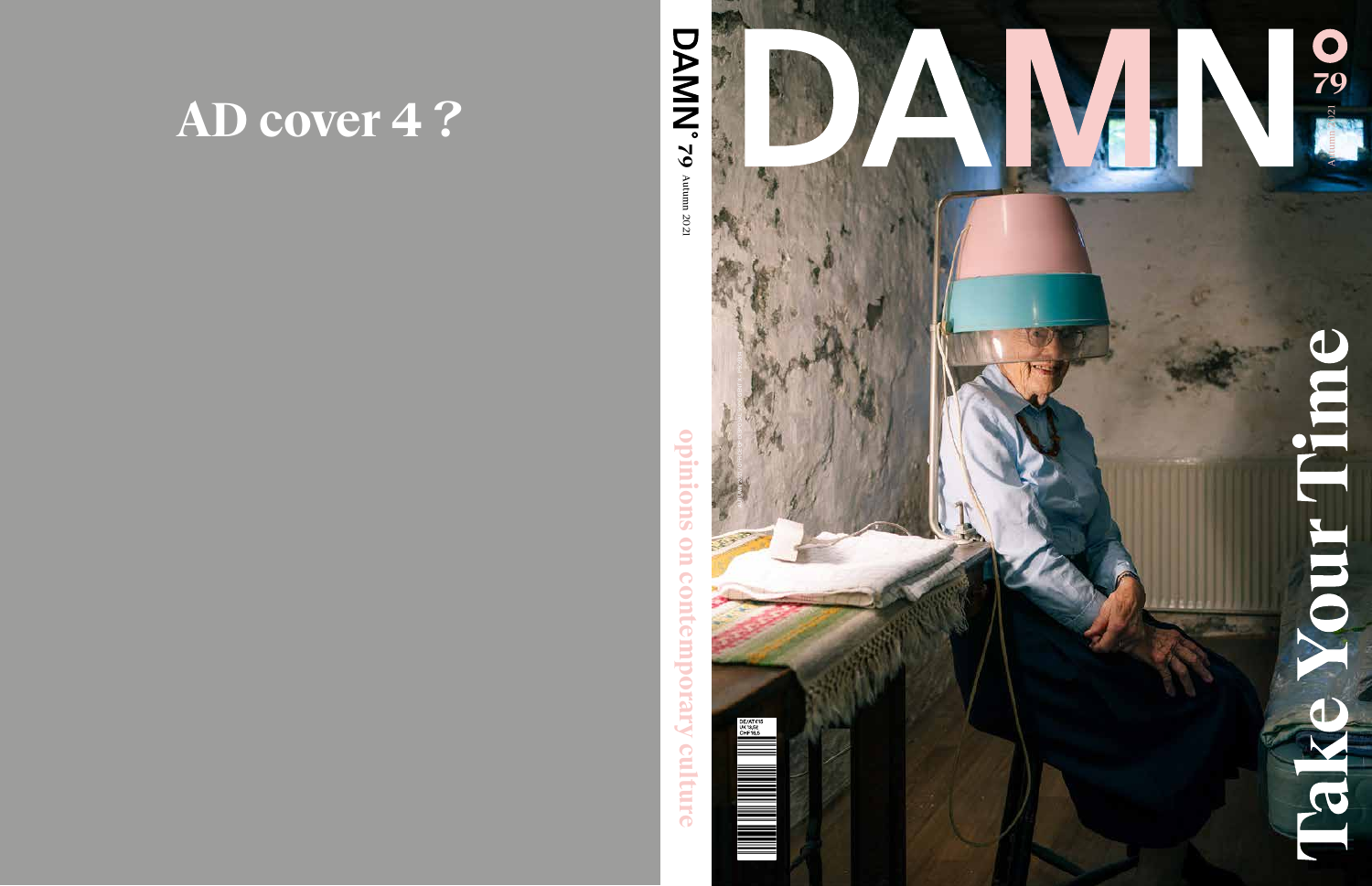AD cover 4？

DAMN° 79 Autumn 2021

opinions on contemporary culture

DE/AT €15
UK £13,50
CHF 16,5

# DAMN°

79

Autumn 2021

Take Your Time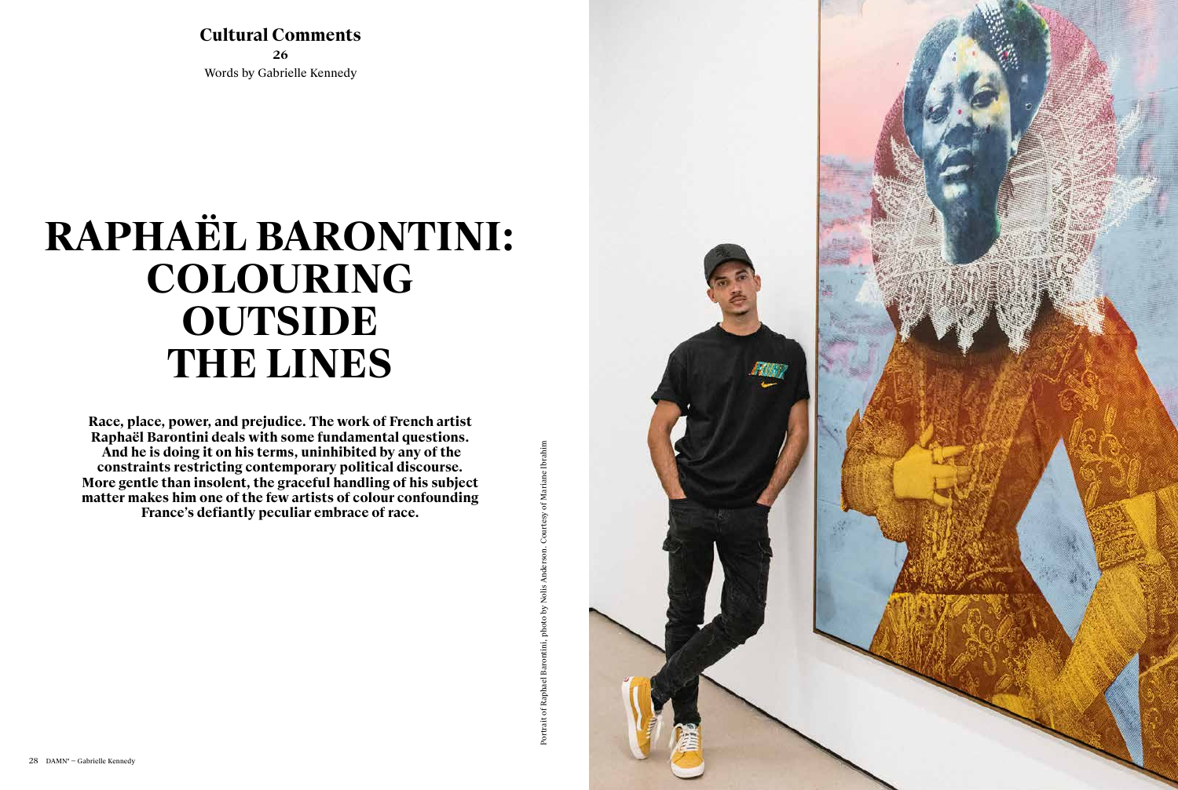**Cultural Comments**

**26**

Words by Gabrielle Kennedy

# RAPHAËL BARONTINI: COLOURING OUTSIDE THE LINES

**Race, place, power, and prejudice. The work of French artist Raphaël Barontini deals with some fundamental questions. And he is doing it on his terms, uninhibited by any of the constraints restricting contemporary political discourse. More gentle than insolent, the graceful handling of his subject matter makes him one of the few artists of colour confounding France's defiantly peculiar embrace of race.**

Portrait of Raphael Barontini, photo by Nolis Anderson. Courtesy of Mariane Ibrahim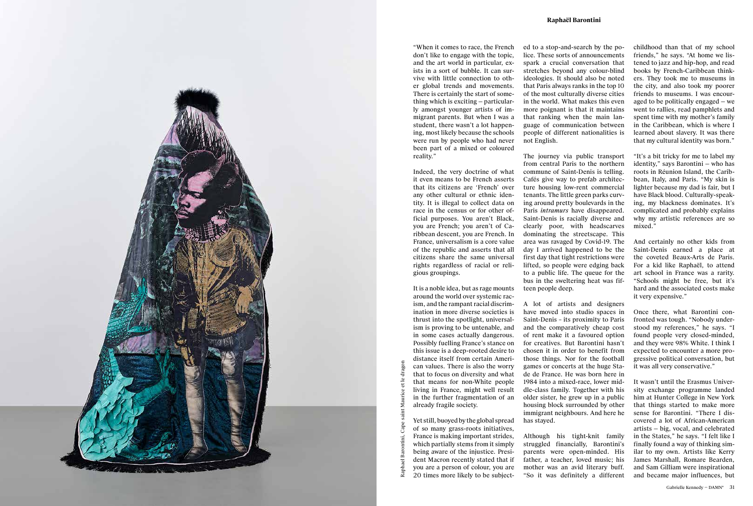"When it comes to race, the French don't like to engage with the topic, and the art world in particular, exists in a sort of bubble. It can survive with little connection to other global trends and movements. There is certainly the start of something which is exciting – particularly amongst younger artists of immigrant parents. But when I was a student, there wasn't a lot happening, most likely because the schools were run by people who had never been part of a mixed or coloured reality."

Indeed, the very doctrine of what it even means to be French asserts that its citizens are 'French' over any other cultural or ethnic identity. It is illegal to collect data on race in the census or for other official purposes. You aren't Black, you are French; you aren't of Caribbean descent, you are French. In France, universalism is a core value of the republic and asserts that all citizens share the same universal rights regardless of racial or religious groupings.

It is a noble idea, but as rage mounts around the world over systemic racism, and the rampant racial discrimination in more diverse societies is thrust into the spotlight, universalism is proving to be untenable, and in some cases actually dangerous. Possibly fuelling France's stance on this issue is a deep-rooted desire to distance itself from certain American values. There is also the worry that to focus on diversity and what that means for non-White people living in France, might well result in the further fragmentation of an already fragile society.

Yet still, buoyed by the global spread of so many grass-roots initiatives, France is making important strides, which partially stems from it simply being aware of the injustice. President Macron recently stated that if you are a person of colour, you are 20 times more likely to be subjected to a stop-and-search by the police. These sorts of announcements spark a crucial conversation that stretches beyond any colour-blind ideologies. It should also be noted that Paris always ranks in the top 10 of the most culturally diverse cities in the world. What makes this even more poignant is that it maintains that ranking when the main language of communication between people of different nationalities is not English.

The journey via public transport from central Paris to the northern commune of Saint-Denis is telling. Cafés give way to prefab architecture housing low-rent commercial tenants. The little green parks curving around pretty boulevards in the Paris *intramurs* have disappeared. Saint-Denis is racially diverse and clearly poor, with headscarves dominating the streetscape. This area was ravaged by Covid-19. The day I arrived happened to be the first day that tight restrictions were lifted, so people were edging back to a public life. The queue for the bus in the sweltering heat was fifteen people deep.

A lot of artists and designers have moved into studio spaces in Saint-Denis – its proximity to Paris and the comparatively cheap cost of rent make it a favoured option for creatives. But Barontini hasn't chosen it in order to benefit from those things. Nor for the football games or concerts at the huge Stade de France. He was born here in 1984 into a mixed-race, lower middle-class family. Together with his older sister, he grew up in a public housing block surrounded by other immigrant neighbours. And here he has stayed.

Although his tight-knit family struggled financially, Barontini's parents were open-minded. His father, a teacher, loved music; his mother was an avid literary buff. "So it was definitely a different childhood than that of my school friends," he says. "At home we listened to jazz and hip-hop, and read books by French-Caribbean thinkers. They took me to museums in the city, and also took my poorer friends to museums. I was encouraged to be politically engaged – we went to rallies, read pamphlets and spent time with my mother's family in the Caribbean, which is where I learned about slavery. It was there that my cultural identity was born."

"It's a bit tricky for me to label my identity," says Barontini – who has roots in Réunion Island, the Caribbean, Italy, and Paris. "My skin is lighter because my dad is fair, but I have Black blood. Culturally-speaking, my blackness dominates. It's complicated and probably explains why my artistic references are so mixed."

And certainly no other kids from Saint-Denis earned a place at the coveted Beaux-Arts de Paris. For a kid like Raphaël, to attend art school in France was a rarity. "Schools might be free, but it's hard and the associated costs make it very expensive."

Once there, what Barontini confronted was tough. "Nobody understood my references," he says. "I found people very closed-minded, and they were 98% White. I think I expected to encounter a more progressive political conversation, but it was all very conservative."

It wasn't until the Erasmus University exchange programme landed him at Hunter College in New York that things started to make more sense for Barontini. "There I discovered a lot of African-American artists – big, vocal, and celebrated in the States," he says. "I felt like I finally found a way of thinking similar to my own. Artists like Kerry James Marshall, Romare Bearden, and Sam Gilliam were inspirational and became major influences, but

Raphael Barontini, Cape saint Maurice et le dragon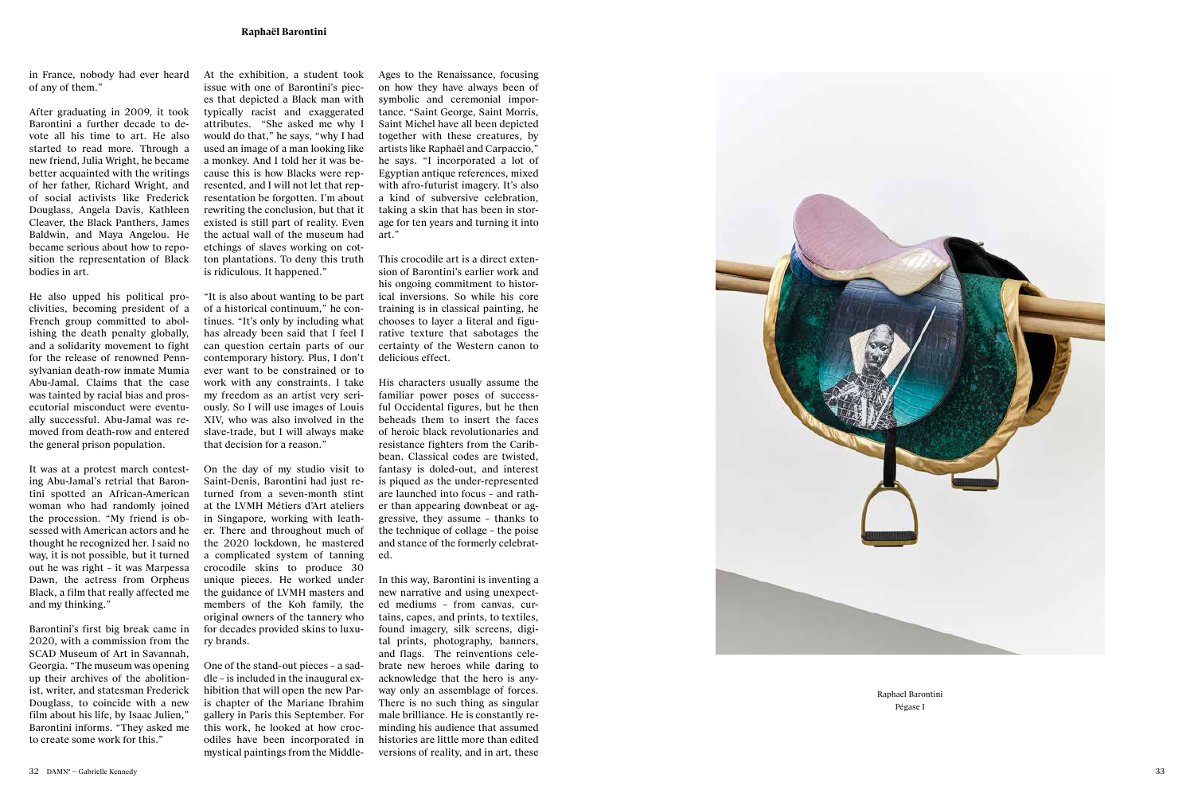in France, nobody had ever heard of any of them."

After graduating in 2009, it took Barontini a further decade to devote all his time to art. He also started to read more. Through a new friend, Julia Wright, he became better acquainted with the writings of her father, Richard Wright, and of social activists like Frederick Douglass, Angela Davis, Kathleen Cleaver, the Black Panthers, James Baldwin, and Maya Angelou. He became serious about how to reposition the representation of Black bodies in art.

He also upped his political proclivities, becoming president of a French group committed to abolishing the death penalty globally, and a solidarity movement to fight for the release of renowned Pennsylvanian death-row inmate Mumia Abu-Jamal. Claims that the case was tainted by racial bias and prosecutorial misconduct were eventually successful. Abu-Jamal was removed from death-row and entered the general prison population.

It was at a protest march contesting Abu-Jamal's retrial that Barontini spotted an African-American woman who had randomly joined the procession. "My friend is obsessed with American actors and he thought he recognized her. I said no way, it is not possible, but it turned out he was right – it was Marpessa Dawn, the actress from Orpheus Black, a film that really affected me and my thinking."

Barontini's first big break came in 2020, with a commission from the SCAD Museum of Art in Savannah, Georgia. "The museum was opening up their archives of the abolitionist, writer, and statesman Frederick Douglass, to coincide with a new film about his life, by Isaac Julien," Barontini informs. "They asked me to create some work for this."

At the exhibition, a student took issue with one of Barontini's pieces that depicted a Black man with typically racist and exaggerated attributes. "She asked me why I would do that," he says, "why I had used an image of a man looking like a monkey. And I told her it was because this is how Blacks were represented, and I will not let that representation be forgotten. I'm about rewriting the conclusion, but that it existed is still part of reality. Even the actual wall of the museum had etchings of slaves working on cotton plantations. To deny this truth is ridiculous. It happened."

"It is also about wanting to be part of a historical continuum," he continues. "It's only by including what has already been said that I feel I can question certain parts of our contemporary history. Plus, I don't ever want to be constrained or to work with any constraints. I take my freedom as an artist very seriously. So I will use images of Louis XIV, who was also involved in the slave-trade, but I will always make that decision for a reason."

On the day of my studio visit to Saint-Denis, Barontini had just returned from a seven-month stint at the LVMH Métiers d'Art ateliers in Singapore, working with leather. There and throughout much of the 2020 lockdown, he mastered a complicated system of tanning crocodile skins to produce 30 unique pieces. He worked under the guidance of LVMH masters and members of the Koh family, the original owners of the tannery who for decades provided skins to luxury brands.

One of the stand-out pieces – a saddle – is included in the inaugural exhibition that will open the new Paris chapter of the Mariane Ibrahim gallery in Paris this September. For this work, he looked at how crocodiles have been incorporated in mystical paintings from the Middle-Ages to the Renaissance, focusing on how they have always been of symbolic and ceremonial importance. "Saint George, Saint Morris, Saint Michel have all been depicted together with these creatures, by artists like Raphaël and Carpaccio," he says. "I incorporated a lot of Egyptian antique references, mixed with afro-futurist imagery. It's also a kind of subversive celebration, taking a skin that has been in storage for ten years and turning it into art."

This crocodile art is a direct extension of Barontini's earlier work and his ongoing commitment to historical inversions. So while his core training is in classical painting, he chooses to layer a literal and figurative texture that sabotages the certainty of the Western canon to delicious effect.

His characters usually assume the familiar power poses of successful Occidental figures, but he then beheads them to insert the faces of heroic black revolutionaries and resistance fighters from the Caribbean. Classical codes are twisted, fantasy is doled-out, and interest is piqued as the under-represented are launched into focus – and rather than appearing downbeat or aggressive, they assume – thanks to the technique of collage – the poise and stance of the formerly celebrated.

In this way, Barontini is inventing a new narrative and using unexpected mediums – from canvas, curtains, capes, and prints, to textiles, found imagery, silk screens, digital prints, photography, banners, and flags. The reinventions celebrate new heroes while daring to acknowledge that the hero is anyway only an assemblage of forces. There is no such thing as singular male brilliance. He is constantly reminding his audience that assumed histories are little more than edited versions of reality, and in art, these

Raphael Barontini
Pégase I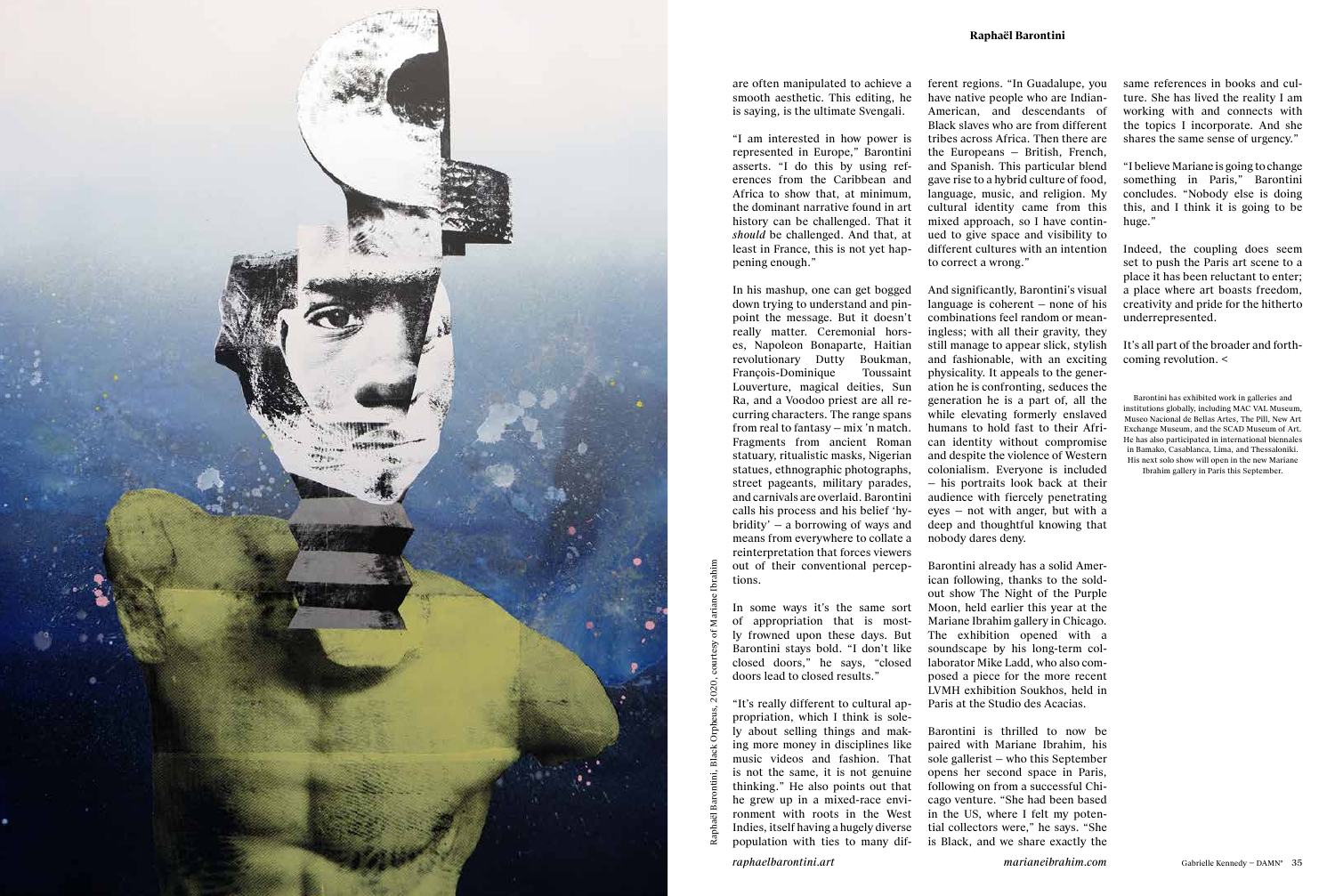are often manipulated to achieve a smooth aesthetic. This editing, he is saying, is the ultimate Svengali.

"I am interested in how power is represented in Europe," Barontini asserts. "I do this by using references from the Caribbean and Africa to show that, at minimum, the dominant narrative found in art history can be challenged. That it *should* be challenged. And that, at least in France, this is not yet happening enough."

In his mashup, one can get bogged down trying to understand and pinpoint the message. But it doesn't really matter. Ceremonial horses, Napoleon Bonaparte, Haitian revolutionary Dutty Boukman, François-Dominique Toussaint Louverture, magical deities, Sun Ra, and a Voodoo priest are all recurring characters. The range spans from real to fantasy – mix 'n match. Fragments from ancient Roman statuary, ritualistic masks, Nigerian statues, ethnographic photographs, street pageants, military parades, and carnivals are overlaid. Barontini calls his process and his belief 'hybridity' – a borrowing of ways and means from everywhere to collate a reinterpretation that forces viewers out of their conventional perceptions.

In some ways it's the same sort of appropriation that is mostly frowned upon these days. But Barontini stays bold. "I don't like closed doors," he says, "closed doors lead to closed results."

"It's really different to cultural appropriation, which I think is solely about selling things and making more money in disciplines like music videos and fashion. That is not the same, it is not genuine thinking." He also points out that he grew up in a mixed-race environment with roots in the West Indies, itself having a hugely diverse population with ties to many different regions. "In Guadalupe, you have native people who are Indian-American, and descendants of Black slaves who are from different tribes across Africa. Then there are the Europeans – British, French, and Spanish. This particular blend gave rise to a hybrid culture of food, language, music, and religion. My cultural identity came from this mixed approach, so I have continued to give space and visibility to different cultures with an intention to correct a wrong."

And significantly, Barontini's visual language is coherent – none of his combinations feel random or meaningless; with all their gravity, they still manage to appear slick, stylish and fashionable, with an exciting physicality. It appeals to the generation he is confronting, seduces the generation he is a part of, all the while elevating formerly enslaved humans to hold fast to their African identity without compromise and despite the violence of Western colonialism. Everyone is included – his portraits look back at their audience with fiercely penetrating eyes – not with anger, but with a deep and thoughtful knowing that nobody dares deny.

Barontini already has a solid American following, thanks to the sold-out show The Night of the Purple Moon, held earlier this year at the Mariane Ibrahim gallery in Chicago. The exhibition opened with a soundscape by his long-term collaborator Mike Ladd, who also composed a piece for the more recent LVMH exhibition Soukhos, held in Paris at the Studio des Acacias.

Barontini is thrilled to now be paired with Mariane Ibrahim, his sole gallerist – who this September opens her second space in Paris, following on from a successful Chicago venture. "She had been based in the US, where I felt my potential collectors were," he says. "She is Black, and we share exactly the same references in books and culture. She has lived the reality I am working with and connects with the topics I incorporate. And she shares the same sense of urgency."

"I believe Mariane is going to change something in Paris," Barontini concludes. "Nobody else is doing this, and I think it is going to be huge."

Indeed, the coupling does seem set to push the Paris art scene to a place it has been reluctant to enter; a place where art boasts freedom, creativity and pride for the hitherto underrepresented.

It's all part of the broader and forthcoming revolution. <

Barontini has exhibited work in galleries and institutions globally, including MAC VAL Museum, Museo Nacional de Bellas Artes, The Pill, New Art Exchange Museum, and the SCAD Museum of Art. He has also participated in international biennales in Bamako, Casablanca, Lima, and Thessaloniki. His next solo show will open in the new Mariane Ibrahim gallery in Paris this September.

Raphaël Barontini, Black Orpheus, 2020, courtesy of Mariane Ibrahim

*raphaelbarontini.art*

*marianeibrahim.com*